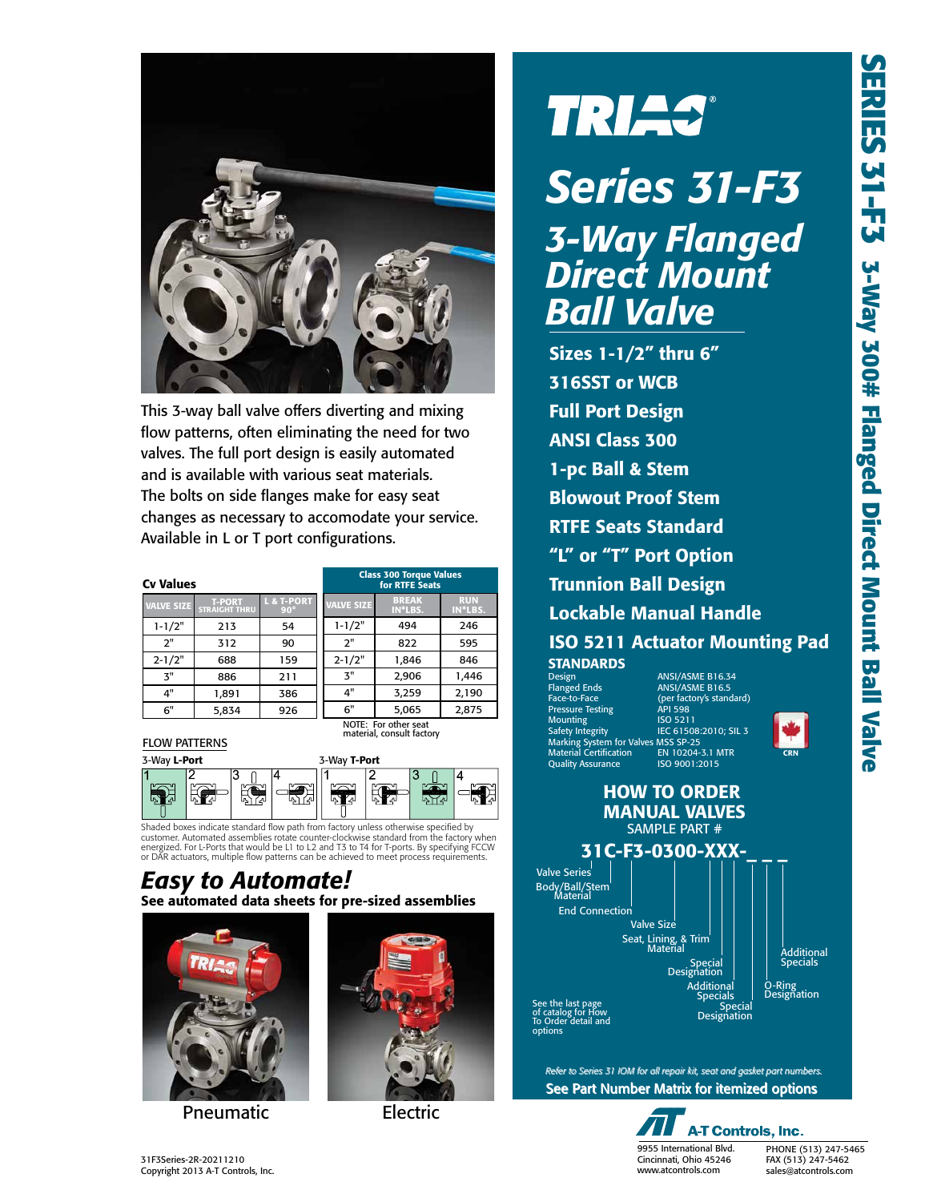# TRIAC®

# Series 31-F3

## 3-Way Flanged Direct Mount Ball Valve

- Sizes 1-1/2" thru 6"
- 316SST or WCB
- Full Port Design
- ANSI Class 300
- 1-pc Ball & Stem
- Blowout Proof Stem
- RTFE Seats Standard
- "L" or "T" Port Option
- Trunnion Ball Design
- Lockable Manual Handle
- ISO 5211 Actuator Mounting Pad

This 3-way ball valve offers diverting and mixing flow patterns, often eliminating the need for two valves. The full port design is easily automated and is available with various seat materials. The bolts on side flanges make for easy seat changes as necessary to accomodate your service. Available in L or T port configurations.

**Cv Values**

| VALVE SIZE | T-PORT STRAIGHT THRU | L & T-PORT 90° |
|---|---|---|
| 1-1/2" | 213 | 54 |
| 2" | 312 | 90 |
| 2-1/2" | 688 | 159 |
| 3" | 886 | 211 |
| 4" | 1,891 | 386 |
| 6" | 5,834 | 926 |

**Class 300 Torque Values for RTFE Seats**

| VALVE SIZE | BREAK IN*LBS. | RUN IN*LBS. |
|---|---|---|
| 1-1/2" | 494 | 246 |
| 2" | 822 | 595 |
| 2-1/2" | 1,846 | 846 |
| 3" | 2,906 | 1,446 |
| 4" | 3,259 | 2,190 |
| 6" | 5,065 | 2,875 |

NOTE: For other seat material, consult factory

**FLOW PATTERNS**

3-Way **L-Port**: 1, 2, 3, 4

3-Way **T-Port**: 1, 2, 3, 4

Shaded boxes indicate standard flow path from factory unless otherwise specified by customer. Automated assemblies rotate counter-clockwise standard from the factory when energized. For L-Ports that would be L1 to L2 and T3 to T4 for T-ports. By specifying FCCW or DAR actuators, multiple flow patterns can be achieved to meet process requirements.

### STANDARDS

| | |
|---|---|
| Design | ANSI/ASME B16.34 |
| Flanged Ends | ANSI/ASME B16.5 |
| Face-to-Face | (per factory's standard) |
| Pressure Testing | API 598 |
| Mounting | ISO 5211 |
| Safety Integrity | IEC 61508:2010; SIL 3 |
| Marking System for Valves | MSS SP-25 |
| Material Certification | EN 10204-3.1 MTR |
| Quality Assurance | ISO 9001:2015 |

CRN

## *Easy to Automate!*

**See automated data sheets for pre-sized assemblies**

Pneumatic

Electric

### HOW TO ORDER MANUAL VALVES

SAMPLE PART #

**31C-F3-0300-XXX-_ _ _**

- Valve Series
- Body/Ball/Stem Material
- End Connection
- Valve Size
- Seat, Lining, & Trim Material
- Special Designation
- Additional Specials
- Special Designation
- O-Ring Designation
- Additional Specials

See the last page of catalog for How To Order detail and options

*Refer to Series 31 IOM for all repair kit, seat and gasket part numbers.*

**See Part Number Matrix for itemized options**

**A-T Controls, Inc.**
9955 International Blvd.
Cincinnati, Ohio 45246
www.atcontrols.com

PHONE (513) 247-5465
FAX (513) 247-5462
sales@atcontrols.com

31F3Series-2R-20211210
Copyright 2013 A-T Controls, Inc.

SERIES 31-F3 3-Way 300# Flanged Direct Mount Ball Valve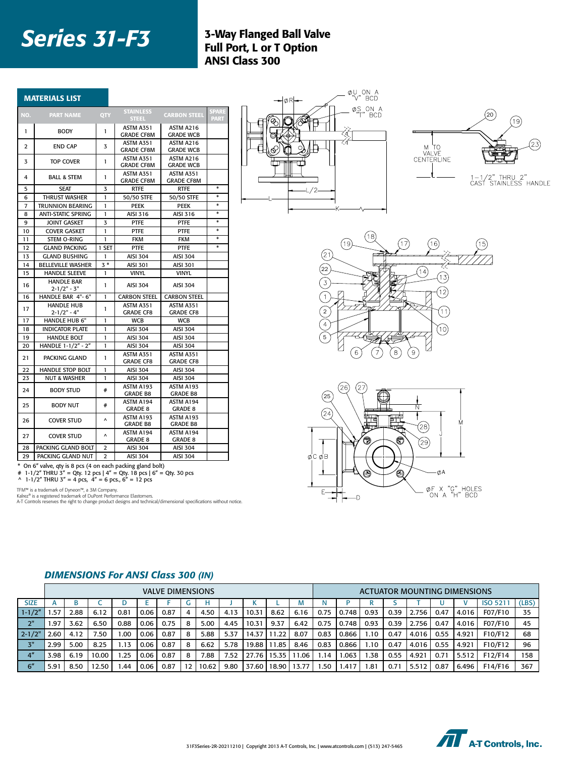# Series 31-F3

## 3-Way Flanged Ball Valve
## Full Port, L or T Option
## ANSI Class 300

### MATERIALS LIST

| NO. | PART NAME | QTY | STAINLESS STEEL | CARBON STEEL | SPARE PART |
|---|---|---|---|---|---|
| 1 | BODY | 1 | ASTM A351 GRADE CF8M | ASTM A216 GRADE WCB | |
| 2 | END CAP | 3 | ASTM A351 GRADE CF8M | ASTM A216 GRADE WCB | |
| 3 | TOP COVER | 1 | ASTM A351 GRADE CF8M | ASTM A216 GRADE WCB | |
| 4 | BALL & STEM | 1 | ASTM A351 GRADE CF8M | ASTM A351 GRADE CF8M | |
| 5 | SEAT | 3 | RTFE | RTFE | * |
| 6 | THRUST WASHER | 1 | 50/50 STFE | 50/50 STFE | * |
| 7 | TRUNNION BEARING | 1 | PEEK | PEEK | * |
| 8 | ANTI-STATIC SPRING | 1 | AISI 316 | AISI 316 | * |
| 9 | JOINT GASKET | 3 | PTFE | PTFE | * |
| 10 | COVER GASKET | 1 | PTFE | PTFE | * |
| 11 | STEM O-RING | 1 | FKM | FKM | * |
| 12 | GLAND PACKING | 1 SET | PTFE | PTFE | * |
| 13 | GLAND BUSHING | 1 | AISI 304 | AISI 304 | |
| 14 | BELLEVILLE WASHER | 3 * | AISI 301 | AISI 301 | |
| 15 | HANDLE SLEEVE | 1 | VINYL | VINYL | |
| 16 | HANDLE BAR 2-1/2" - 3" | 1 | AISI 304 | AISI 304 | |
| 16 | HANDLE BAR 4"- 6" | 1 | CARBON STEEL | CARBON STEEL | |
| 17 | HANDLE HUB 2-1/2" - 4" | 1 | ASTM A351 GRADE CF8 | ASTM A351 GRADE CF8 | |
| 17 | HANDLE HUB 6" | 1 | WCB | WCB | |
| 18 | INDICATOR PLATE | 1 | AISI 304 | AISI 304 | |
| 19 | HANDLE BOLT | 1 | AISI 304 | AISI 304 | |
| 20 | HANDLE 1-1/2" - 2" | 1 | AISI 304 | AISI 304 | |
| 21 | PACKING GLAND | 1 | ASTM A351 GRADE CF8 | ASTM A351 GRADE CF8 | |
| 22 | HANDLE STOP BOLT | 1 | AISI 304 | AISI 304 | |
| 23 | NUT & WASHER | 1 | AISI 304 | AISI 304 | |
| 24 | BODY STUD | # | ASTM A193 GRADE B8 | ASTM A193 GRADE B8 | |
| 25 | BODY NUT | # | ASTM A194 GRADE 8 | ASTM A194 GRADE 8 | |
| 26 | COVER STUD | ^ | ASTM A193 GRADE B8 | ASTM A193 GRADE B8 | |
| 27 | COVER STUD | ^ | ASTM A194 GRADE 8 | ASTM A194 GRADE 8 | |
| 28 | PACKING GLAND BOLT | 2 | AISI 304 | AISI 304 | |
| 29 | PACKING GLAND NUT | 2 | AISI 304 | AISI 304 | |

\* On 6" valve, qty is 8 pcs (4 on each packing gland bolt)
# 1-1/2" THRU 3" = Qty. 12 pcs | 4" = Qty. 18 pcs | 6" = Qty. 30 pcs
^ 1-1/2" THRU 3" = 4 pcs, 4" = 6 pcs., 6" = 12 pcs

TFM™ is a trademark of Dyneon™, a 3M Company.
Kalrez® is a registered trademark of DuPont Performance Elastomers.
A-T Controls reserves the right to change product designs and technical/dimensional specifications without notice.

ØU ON A "V" BCD
ØS ON A "T" BCD
ØR
L/2
L
K
M TO VALVE CENTERLINE
1-1/2" THRU 2" CAST STAINLESS HANDLE
N
M
J
ØC ØB
ØA
ØF X "G" HOLES ON A "H" BCD
E
D

### *DIMENSIONS For ANSI Class 300 (IN)*

| | VALVE DIMENSIONS | | | | | | | | | | | | ACTUATOR MOUNTING DIMENSIONS | | | | | | | | |
|---|---|---|---|---|---|---|---|---|---|---|---|---|---|---|---|---|---|---|---|---|---|
| SIZE | A | B | C | D | E | F | G | H | J | K | L | M | N | P | R | S | T | U | V | ISO 5211 | (LBS) |
| 1-1/2" | 1.57 | 2.88 | 6.12 | 0.81 | 0.06 | 0.87 | 4 | 4.50 | 4.13 | 10.31 | 8.62 | 6.16 | 0.75 | 0.748 | 0.93 | 0.39 | 2.756 | 0.47 | 4.016 | F07/F10 | 35 |
| 2" | 1.97 | 3.62 | 6.50 | 0.88 | 0.06 | 0.75 | 8 | 5.00 | 4.45 | 10.31 | 9.37 | 6.42 | 0.75 | 0.748 | 0.93 | 0.39 | 2.756 | 0.47 | 4.016 | F07/F10 | 45 |
| 2-1/2" | 2.60 | 4.12 | 7.50 | 1.00 | 0.06 | 0.87 | 8 | 5.88 | 5.37 | 14.37 | 11.22 | 8.07 | 0.83 | 0.866 | 1.10 | 0.47 | 4.016 | 0.55 | 4.921 | F10/F12 | 68 |
| 3" | 2.99 | 5.00 | 8.25 | 1.13 | 0.06 | 0.87 | 8 | 6.62 | 5.78 | 19.88 | 11.85 | 8.46 | 0.83 | 0.866 | 1.10 | 0.47 | 4.016 | 0.55 | 4.921 | F10/F12 | 96 |
| 4" | 3.98 | 6.19 | 10.00 | 1.25 | 0.06 | 0.87 | 8 | 7.88 | 7.52 | 27.76 | 15.35 | 11.06 | 1.14 | 1.063 | 1.38 | 0.55 | 4.921 | 0.71 | 5.512 | F12/F14 | 158 |
| 6" | 5.91 | 8.50 | 12.50 | 1.44 | 0.06 | 0.87 | 12 | 10.62 | 9.80 | 37.60 | 18.90 | 13.77 | 1.50 | 1.417 | 1.81 | 0.71 | 5.512 | 0.87 | 6.496 | F14/F16 | 367 |

31F3Series-2R-20211210 | Copyright 2013 A-T Controls, Inc. | www.atcontrols.com | (513) 247-5465

A-T Controls, Inc.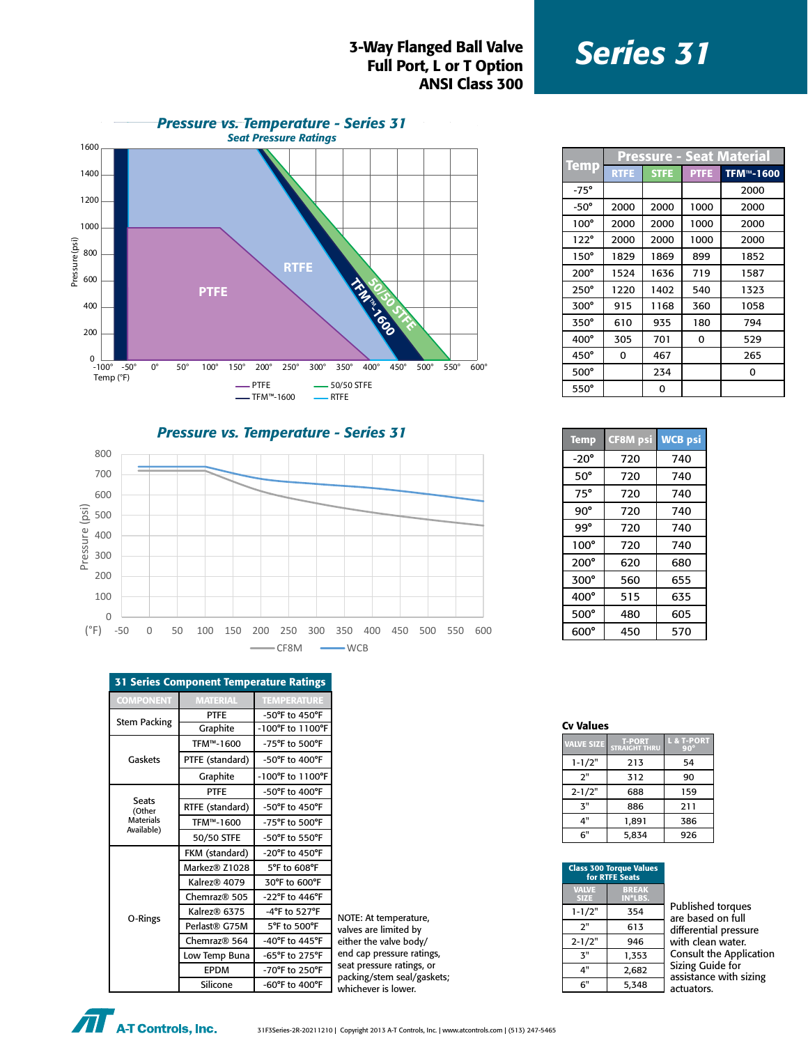# Series 31

## 3-Way Flanged Ball Valve
## Full Port, L or T Option
## ANSI Class 300

### Pressure vs. Temperature - Series 31
#### Seat Pressure Ratings

| Temp | Pressure - Seat Material | | | |
|---|---|---|---|---|
| | RTFE | STFE | PTFE | TFM™-1600 |
| -75° | | | | 2000 |
| -50° | 2000 | 2000 | 1000 | 2000 |
| 100° | 2000 | 2000 | 1000 | 2000 |
| 122° | 2000 | 2000 | 1000 | 2000 |
| 150° | 1829 | 1869 | 899 | 1852 |
| 200° | 1524 | 1636 | 719 | 1587 |
| 250° | 1220 | 1402 | 540 | 1323 |
| 300° | 915 | 1168 | 360 | 1058 |
| 350° | 610 | 935 | 180 | 794 |
| 400° | 305 | 701 | 0 | 529 |
| 450° | 0 | 467 | | 265 |
| 500° | | 234 | | 0 |
| 550° | | 0 | | |

### Pressure vs. Temperature - Series 31

| Temp | CF8M psi | WCB psi |
|---|---|---|
| -20° | 720 | 740 |
| 50° | 720 | 740 |
| 75° | 720 | 740 |
| 90° | 720 | 740 |
| 99° | 720 | 740 |
| 100° | 720 | 740 |
| 200° | 620 | 680 |
| 300° | 560 | 655 |
| 400° | 515 | 635 |
| 500° | 480 | 605 |
| 600° | 450 | 570 |

### 31 Series Component Temperature Ratings

| COMPONENT | MATERIAL | TEMPERATURE |
|---|---|---|
| Stem Packing | PTFE | -50°F to 450°F |
| | Graphite | -100°F to 1100°F |
| Gaskets | TFM™-1600 | -75°F to 500°F |
| | PTFE (standard) | -50°F to 400°F |
| | Graphite | -100°F to 1100°F |
| Seats (Other Materials Available) | PTFE | -50°F to 400°F |
| | RTFE (standard) | -50°F to 450°F |
| | TFM™-1600 | -75°F to 500°F |
| | 50/50 STFE | -50°F to 550°F |
| O-Rings | FKM (standard) | -20°F to 450°F |
| | Markez® Z1028 | 5°F to 608°F |
| | Kalrez® 4079 | 30°F to 600°F |
| | Chemraz® 505 | -22°F to 446°F |
| | Kalrez® 6375 | -4°F to 527°F |
| | Perlast® G75M | 5°F to 500°F |
| | Chemraz® 564 | -40°F to 445°F |
| | Low Temp Buna | -65°F to 275°F |
| | EPDM | -70°F to 250°F |
| | Silicone | -60°F to 400°F |

NOTE: At temperature, valves are limited by either the valve body/end cap pressure ratings, seat pressure ratings, or packing/stem seal/gaskets; whichever is lower.

### Cv Values

| VALVE SIZE | T-PORT STRAIGHT THRU | L & T-PORT 90° |
|---|---|---|
| 1-1/2" | 213 | 54 |
| 2" | 312 | 90 |
| 2-1/2" | 688 | 159 |
| 3" | 886 | 211 |
| 4" | 1,891 | 386 |
| 6" | 5,834 | 926 |

### Class 300 Torque Values for RTFE Seats

| VALVE SIZE | BREAK IN*LBS. |
|---|---|
| 1-1/2" | 354 |
| 2" | 613 |
| 2-1/2" | 946 |
| 3" | 1,353 |
| 4" | 2,682 |
| 6" | 5,348 |

Published torques are based on full differential pressure with clean water. Consult the Application Sizing Guide for assistance with sizing actuators.

A-T Controls, Inc.

31F3Series-2R-20211210 | Copyright 2013 A-T Controls, Inc. | www.atcontrols.com | (513) 247-5465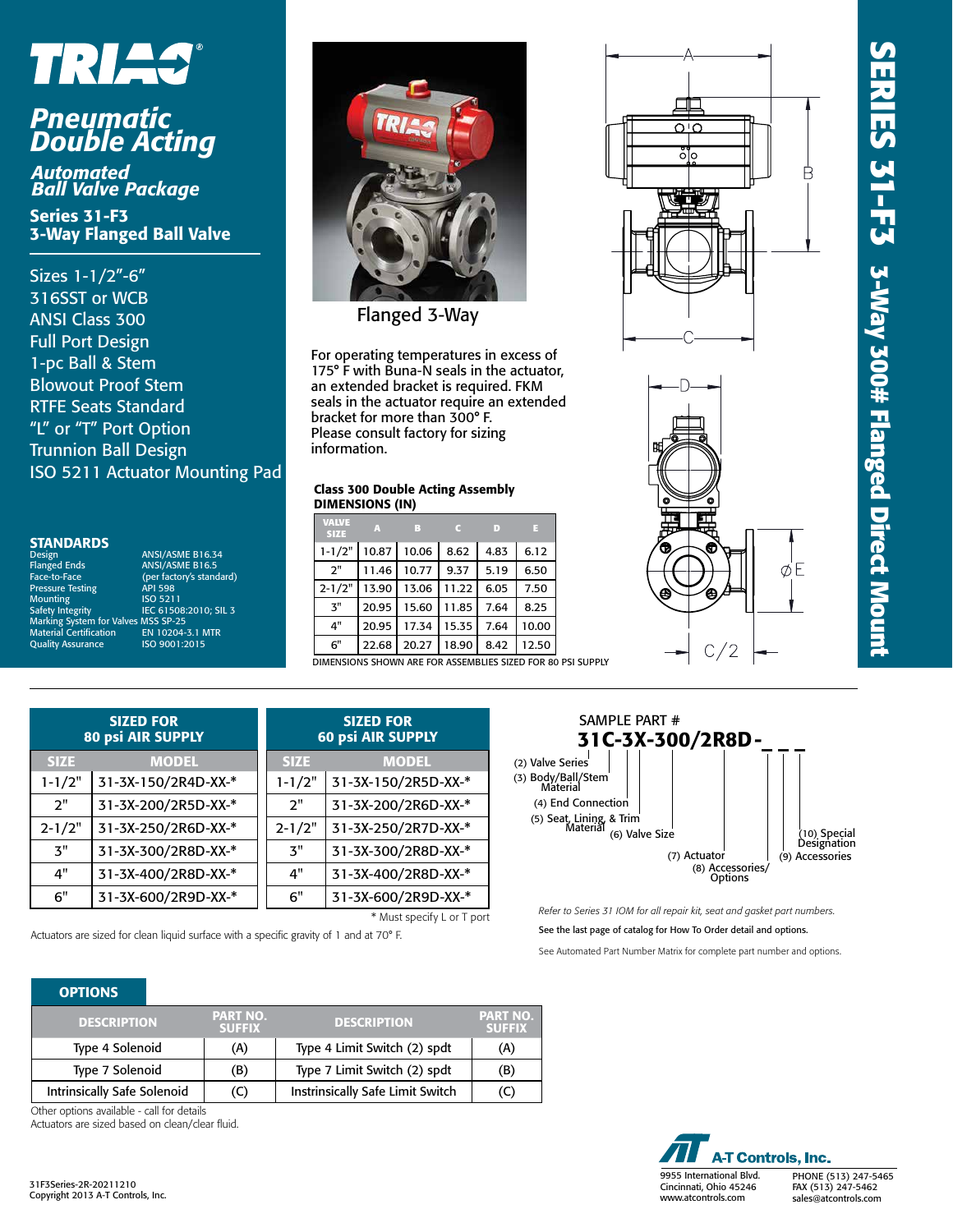# TRIAC

## Pneumatic Double Acting

### Automated Ball Valve Package

### Series 31-F3 3-Way Flanged Ball Valve

- Sizes 1-1/2"-6"
- 316SST or WCB
- ANSI Class 300
- Full Port Design
- 1-pc Ball & Stem
- Blowout Proof Stem
- RTFE Seats Standard
- "L" or "T" Port Option
- Trunnion Ball Design
- ISO 5211 Actuator Mounting Pad

### STANDARDS

| | |
|---|---|
| Design | ANSI/ASME B16.34 |
| Flanged Ends | ANSI/ASME B16.5 |
| Face-to-Face | (per factory's standard) |
| Pressure Testing | API 598 |
| Mounting | ISO 5211 |
| Safety Integrity | IEC 61508:2010; SIL 3 |
| Marking System for Valves | MSS SP-25 |
| Material Certification | EN 10204-3.1 MTR |
| Quality Assurance | ISO 9001:2015 |

Flanged 3-Way

For operating temperatures in excess of 175° F with Buna-N seals in the actuator, an extended bracket is required. FKM seals in the actuator require an extended bracket for more than 300° F. Please consult factory for sizing information.

**Class 300 Double Acting Assembly DIMENSIONS (IN)**

| VALVE SIZE | A | B | C | D | E |
|---|---|---|---|---|---|
| 1-1/2" | 10.87 | 10.06 | 8.62 | 4.83 | 6.12 |
| 2" | 11.46 | 10.77 | 9.37 | 5.19 | 6.50 |
| 2-1/2" | 13.90 | 13.06 | 11.22 | 6.05 | 7.50 |
| 3" | 20.95 | 15.60 | 11.85 | 7.64 | 8.25 |
| 4" | 20.95 | 17.34 | 15.35 | 7.64 | 10.00 |
| 6" | 22.68 | 20.27 | 18.90 | 8.42 | 12.50 |

DIMENSIONS SHOWN ARE FOR ASSEMBLIES SIZED FOR 80 PSI SUPPLY

A B C D ØE C/2

## SERIES 31-F3 3-Way 300# Flanged Direct Mount

| SIZED FOR 80 psi AIR SUPPLY | |
|---|---|
| **SIZE** | **MODEL** |
| 1-1/2" | 31-3X-150/2R4D-XX-* |
| 2" | 31-3X-200/2R5D-XX-* |
| 2-1/2" | 31-3X-250/2R6D-XX-* |
| 3" | 31-3X-300/2R8D-XX-* |
| 4" | 31-3X-400/2R8D-XX-* |
| 6" | 31-3X-600/2R9D-XX-* |

| SIZED FOR 60 psi AIR SUPPLY | |
|---|---|
| **SIZE** | **MODEL** |
| 1-1/2" | 31-3X-150/2R5D-XX-* |
| 2" | 31-3X-200/2R6D-XX-* |
| 2-1/2" | 31-3X-250/2R7D-XX-* |
| 3" | 31-3X-300/2R8D-XX-* |
| 4" | 31-3X-400/2R8D-XX-* |
| 6" | 31-3X-600/2R9D-XX-* |

\* Must specify L or T port

Actuators are sized for clean liquid surface with a specific gravity of 1 and at 70° F.

SAMPLE PART #
**31C-3X-300/2R8D-_ _ _**

(2) Valve Series
(3) Body/Ball/Stem Material
(4) End Connection
(5) Seat, Lining, & Trim Material
(6) Valve Size
(7) Actuator
(8) Accessories/ Options
(9) Accessories
(10) Special Designation

*Refer to Series 31 IOM for all repair kit, seat and gasket part numbers.*

See the last page of catalog for How To Order detail and options.

See Automated Part Number Matrix for complete part number and options.

### OPTIONS

| DESCRIPTION | PART NO. SUFFIX | DESCRIPTION | PART NO. SUFFIX |
|---|---|---|---|
| Type 4 Solenoid | (A) | Type 4 Limit Switch (2) spdt | (A) |
| Type 7 Solenoid | (B) | Type 7 Limit Switch (2) spdt | (B) |
| Intrinsically Safe Solenoid | (C) | Instrinsically Safe Limit Switch | (C) |

Other options available - call for details
Actuators are sized based on clean/clear fluid.

31F3Series-2R-20211210
Copyright 2013 A-T Controls, Inc.

**A-T Controls, Inc.**
9955 International Blvd.
Cincinnati, Ohio 45246
www.atcontrols.com
PHONE (513) 247-5465
FAX (513) 247-5462
sales@atcontrols.com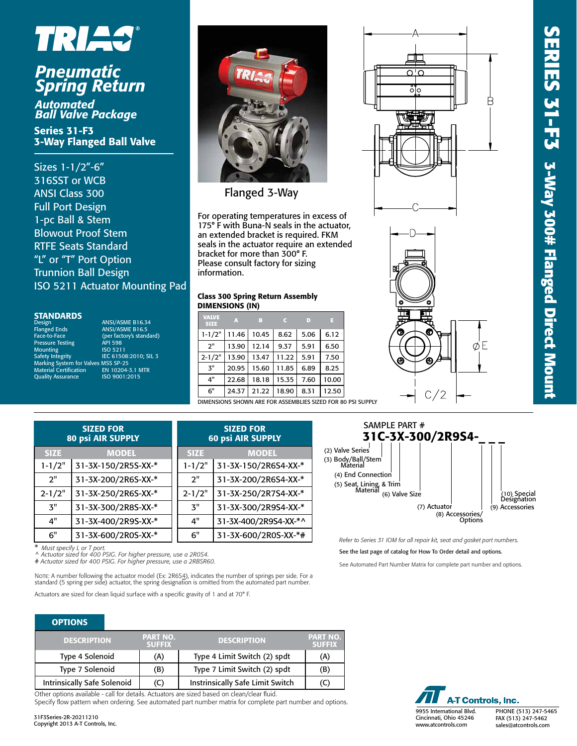# TRIAC®

## Pneumatic Spring Return

### Automated Ball Valve Package

### Series 31-F3 3-Way Flanged Ball Valve

- Sizes 1-1/2”-6”
- 316SST or WCB
- ANSI Class 300
- Full Port Design
- 1-pc Ball & Stem
- Blowout Proof Stem
- RTFE Seats Standard
- “L” or “T” Port Option
- Trunnion Ball Design
- ISO 5211 Actuator Mounting Pad

### STANDARDS

| | |
|---|---|
| Design | ANSI/ASME B16.34 |
| Flanged Ends | ANSI/ASME B16.5 |
| Face-to-Face | (per factory's standard) |
| Pressure Testing | API 598 |
| Mounting | ISO 5211 |
| Safety Integrity | IEC 61508:2010; SIL 3 |
| Marking System for Valves | MSS SP-25 |
| Material Certification | EN 10204-3.1 MTR |
| Quality Assurance | ISO 9001:2015 |

Flanged 3-Way

For operating temperatures in excess of 175° F with Buna-N seals in the actuator, an extended bracket is required. FKM seals in the actuator require an extended bracket for more than 300° F. Please consult factory for sizing information.

**Class 300 Spring Return Assembly DIMENSIONS (IN)**

| VALVE SIZE | A | B | C | D | E |
|---|---|---|---|---|---|
| 1-1/2" | 11.46 | 10.45 | 8.62 | 5.06 | 6.12 |
| 2" | 13.90 | 12.14 | 9.37 | 5.91 | 6.50 |
| 2-1/2" | 13.90 | 13.47 | 11.22 | 5.91 | 7.50 |
| 3" | 20.95 | 15.60 | 11.85 | 6.89 | 8.25 |
| 4" | 22.68 | 18.18 | 15.35 | 7.60 | 10.00 |
| 6" | 24.37 | 21.22 | 18.90 | 8.31 | 12.50 |

DIMENSIONS SHOWN ARE FOR ASSEMBLIES SIZED FOR 80 PSI SUPPLY

**SERIES 31-F3 3-Way 300# Flanged Direct Mount**

| SIZED FOR 80 psi AIR SUPPLY | |
|---|---|
| **SIZE** | **MODEL** |
| 1-1/2" | 31-3X-150/2R5S-XX-* |
| 2" | 31-3X-200/2R6S-XX-* |
| 2-1/2" | 31-3X-250/2R6S-XX-* |
| 3" | 31-3X-300/2R8S-XX-* |
| 4" | 31-3X-400/2R9S-XX-* |
| 6" | 31-3X-600/2R0S-XX-* |

| SIZED FOR 60 psi AIR SUPPLY | |
|---|---|
| **SIZE** | **MODEL** |
| 1-1/2" | 31-3X-150/2R6S4-XX-* |
| 2" | 31-3X-200/2R6S4-XX-* |
| 2-1/2" | 31-3X-250/2R7S4-XX-* |
| 3" | 31-3X-300/2R9S4-XX-* |
| 4" | 31-3X-400/2R9S4-XX-*^ |
| 6" | 31-3X-600/2R0S-XX-*# |

\* *Must specify L or T port.*
^ *Actuator sized for 400 PSIG. For higher pressure, use a 2R0S4.*
# *Actuator sized for 400 PSIG. For higher pressure, use a 2RBSR60.*

NOTE: A number following the actuator model (Ex: 2R6S4), indicates the number of springs per side. For a standard (5 spring per side) actuator, the spring designation is omitted from the automated part number.

Actuators are sized for clean liquid surface with a specific gravity of 1 and at 70° F.

SAMPLE PART #
**31C-3X-300/2R9S4-_ _ _**

- (2) Valve Series
- (3) Body/Ball/Stem Material
- (4) End Connection
- (5) Seat, Lining, & Trim Material
- (6) Valve Size
- (7) Actuator
- (8) Accessories/Options
- (9) Accessories
- (10) Special Designation

*Refer to Series 31 IOM for all repair kit, seat and gasket part numbers.*

See the last page of catalog for How To Order detail and options.

See Automated Part Number Matrix for complete part number and options.

### OPTIONS

| DESCRIPTION | PART NO. SUFFIX | DESCRIPTION | PART NO. SUFFIX |
|---|---|---|---|
| Type 4 Solenoid | (A) | Type 4 Limit Switch (2) spdt | (A) |
| Type 7 Solenoid | (B) | Type 7 Limit Switch (2) spdt | (B) |
| Intrinsically Safe Solenoid | (C) | Instrinsically Safe Limit Switch | (C) |

Other options available - call for details. Actuators are sized based on clean/clear fluid.
Specify flow pattern when ordering. See automated part number matrix for complete part number and options.

31F3Series-2R-20211210
Copyright 2013 A-T Controls, Inc.

**A-T Controls, Inc.**
9955 International Blvd.
Cincinnati, Ohio 45246
www.atcontrols.com
PHONE (513) 247-5465
FAX (513) 247-5462
sales@atcontrols.com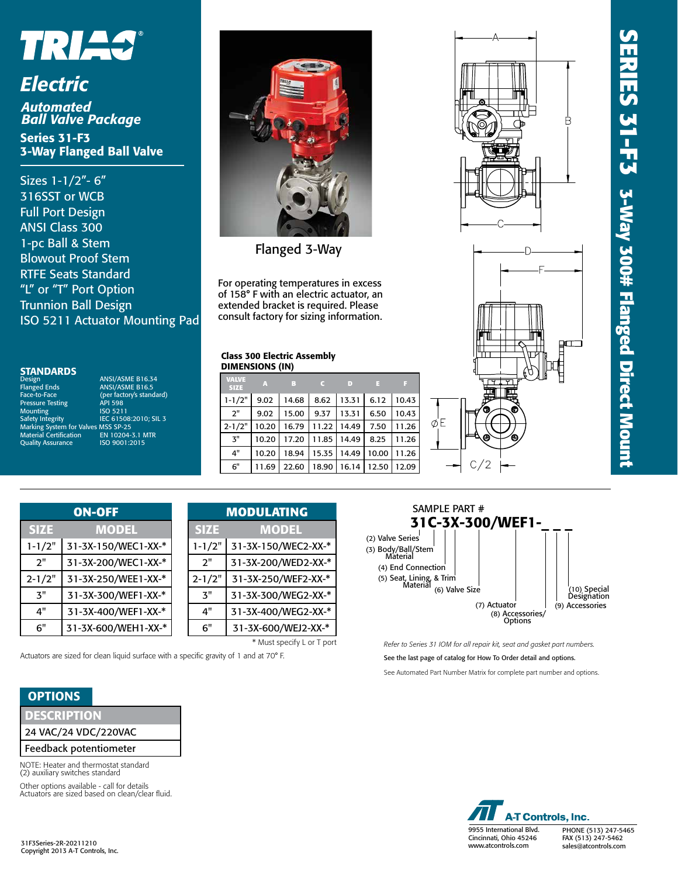# TRIAC

## Electric

### Automated Ball Valve Package

### Series 31-F3 3-Way Flanged Ball Valve

- Sizes 1-1/2"- 6"
- 316SST or WCB
- Full Port Design
- ANSI Class 300
- 1-pc Ball & Stem
- Blowout Proof Stem
- RTFE Seats Standard
- "L" or "T" Port Option
- Trunnion Ball Design
- ISO 5211 Actuator Mounting Pad

Flanged 3-Way

For operating temperatures in excess of 158° F with an electric actuator, an extended bracket is required. Please consult factory for sizing information.

**SERIES 31-F3 3-Way 300# Flanged Direct Mount**

### STANDARDS

| | |
|---|---|
| Design | ANSI/ASME B16.34 |
| Flanged Ends | ANSI/ASME B16.5 |
| Face-to-Face | (per factory's standard) |
| Pressure Testing | API 598 |
| Mounting | ISO 5211 |
| Safety Integrity | IEC 61508:2010; SIL 3 |
| Marking System for Valves | MSS SP-25 |
| Material Certification | EN 10204-3.1 MTR |
| Quality Assurance | ISO 9001:2015 |

**Class 300 Electric Assembly DIMENSIONS (IN)**

| VALVE SIZE | A | B | C | D | E | F |
|---|---|---|---|---|---|---|
| 1-1/2" | 9.02 | 14.68 | 8.62 | 13.31 | 6.12 | 10.43 |
| 2" | 9.02 | 15.00 | 9.37 | 13.31 | 6.50 | 10.43 |
| 2-1/2" | 10.20 | 16.79 | 11.22 | 14.49 | 7.50 | 11.26 |
| 3" | 10.20 | 17.20 | 11.85 | 14.49 | 8.25 | 11.26 |
| 4" | 10.20 | 18.94 | 15.35 | 14.49 | 10.00 | 11.26 |
| 6" | 11.69 | 22.60 | 18.90 | 16.14 | 12.50 | 12.09 |

| ON-OFF | |
|---|---|
| **SIZE** | **MODEL** |
| 1-1/2" | 31-3X-150/WEC1-XX-* |
| 2" | 31-3X-200/WEC1-XX-* |
| 2-1/2" | 31-3X-250/WEE1-XX-* |
| 3" | 31-3X-300/WEF1-XX-* |
| 4" | 31-3X-400/WEF1-XX-* |
| 6" | 31-3X-600/WEH1-XX-* |

| MODULATING | |
|---|---|
| **SIZE** | **MODEL** |
| 1-1/2" | 31-3X-150/WEC2-XX-* |
| 2" | 31-3X-200/WED2-XX-* |
| 2-1/2" | 31-3X-250/WEF2-XX-* |
| 3" | 31-3X-300/WEG2-XX-* |
| 4" | 31-3X-400/WEG2-XX-* |
| 6" | 31-3X-600/WEJ2-XX-* |

\* Must specify L or T port

Actuators are sized for clean liquid surface with a specific gravity of 1 and at 70° F.

SAMPLE PART #

**31C-3X-300/WEF1-_ _ _**

- (2) Valve Series
- (3) Body/Ball/Stem Material
- (4) End Connection
- (5) Seat, Lining, & Trim Material
- (6) Valve Size
- (7) Actuator
- (8) Accessories/ Options
- (9) Accessories
- (10) Special Designation

*Refer to Series 31 IOM for all repair kit, seat and gasket part numbers.*

See the last page of catalog for How To Order detail and options.

See Automated Part Number Matrix for complete part number and options.

### OPTIONS

| DESCRIPTION |
|---|
| 24 VAC/24 VDC/220VAC |
| Feedback potentiometer |

NOTE: Heater and thermostat standard
(2) auxiliary switches standard

Other options available - call for details
Actuators are sized based on clean/clear fluid.

31F3Series-2R-20211210
Copyright 2013 A-T Controls, Inc.

**A-T Controls, Inc.**
9955 International Blvd.
Cincinnati, Ohio 45246
www.atcontrols.com
PHONE (513) 247-5465
FAX (513) 247-5462
sales@atcontrols.com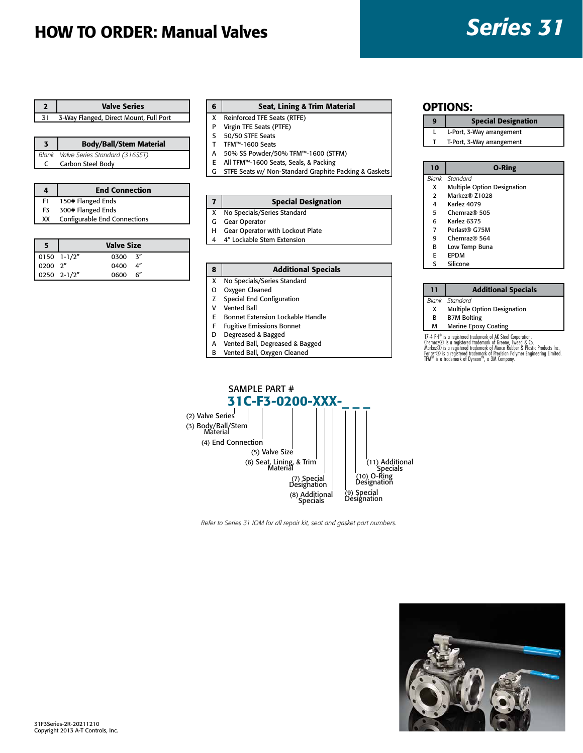# HOW TO ORDER: Manual Valves

## Series 31

| 2 | Valve Series |
|---|---|
| 31 | 3-Way Flanged, Direct Mount, Full Port |

| 3 | Body/Ball/Stem Material |
|---|---|
| *Blank* | *Valve Series Standard (316SST)* |
| C | Carbon Steel Body |

| 4 | End Connection |
|---|---|
| F1 | 150# Flanged Ends |
| F3 | 300# Flanged Ends |
| XX | Configurable End Connections |

| 5 | Valve Size | | |
|---|---|---|---|
| 0150 | 1-1/2" | 0300 | 3" |
| 0200 | 2" | 0400 | 4" |
| 0250 | 2-1/2" | 0600 | 6" |

| 6 | Seat, Lining & Trim Material |
|---|---|
| X | Reinforced TFE Seats (RTFE) |
| P | Virgin TFE Seats (PTFE) |
| S | 50/50 STFE Seats |
| T | TFM™-1600 Seats |
| A | 50% SS Powder/50% TFM™-1600 (STFM) |
| E | All TFM™-1600 Seats, Seals, & Packing |
| G | STFE Seats w/ Non-Standard Graphite Packing & Gaskets |

| 7 | Special Designation |
|---|---|
| X | No Specials/Series Standard |
| G | Gear Operator |
| H | Gear Operator with Lockout Plate |
| 4 | 4" Lockable Stem Extension |

| 8 | Additional Specials |
|---|---|
| X | No Specials/Series Standard |
| O | Oxygen Cleaned |
| Z | Special End Configuration |
| V | Vented Ball |
| E | Bonnet Extension Lockable Handle |
| F | Fugitive Emissions Bonnet |
| D | Degreased & Bagged |
| A | Vented Ball, Degreased & Bagged |
| B | Vented Ball, Oxygen Cleaned |

### OPTIONS:

| 9 | Special Designation |
|---|---|
| L | L-Port, 3-Way arrangement |
| T | T-Port, 3-Way arrangement |

| 10 | O-Ring |
|---|---|
| *Blank* | *Standard* |
| X | Multiple Option Designation |
| 2 | Markez® Z1028 |
| 4 | Karlez 4079 |
| 5 | Chemraz® 505 |
| 6 | Karlez 6375 |
| 7 | Perlast® G75M |
| 9 | Chemraz® 564 |
| B | Low Temp Buna |
| E | EPDM |
| S | Silicone |

| 11 | Additional Specials |
|---|---|
| *Blank* | *Standard* |
| X | Multiple Option Designation |
| B | B7M Bolting |
| M | Marine Epoxy Coating |

17-4 PH® is a registered trademark of AK Steel Corporation.
Chemraz® is a registered trademark of Greene, Tweed & Co.
Markez® is a registered trademark of Marco Rubber & Plastic Products Inc.
Perlast® is a registered trademark of Precision Polymer Engineering Limited.
TFM™ is a trademark of Dyneon™, a 3M Company.

SAMPLE PART #

**31C-F3-0200-XXX-_ _ _**

(2) Valve Series
(3) Body/Ball/Stem Material
(4) End Connection
(5) Valve Size
(6) Seat, Lining, & Trim Material
(7) Special Designation
(8) Additional Specials
(9) Special Designation
(10) O-Ring Designation
(11) Additional Specials

*Refer to Series 31 IOM for all repair kit, seat and gasket part numbers.*

31F3Series-2R-20211210
Copyright 2013 A-T Controls, Inc.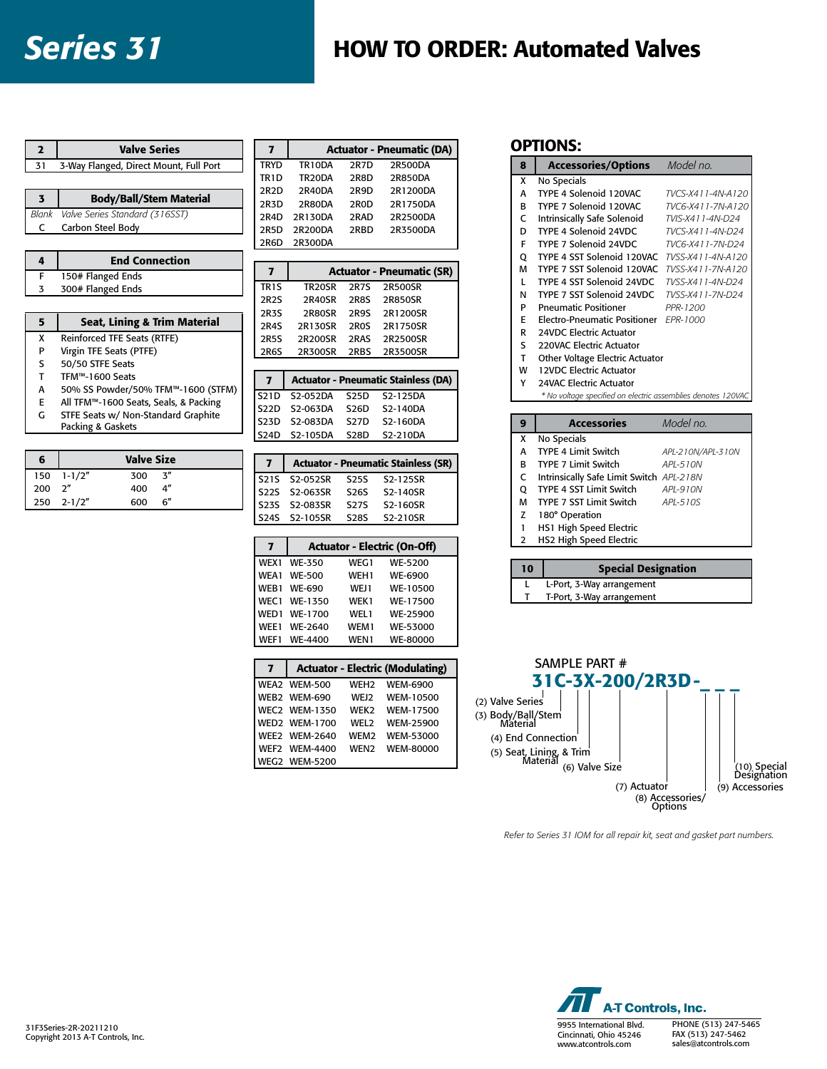# Series 31

# HOW TO ORDER: Automated Valves

| 2 | Valve Series |
|---|---|
| 31 | 3-Way Flanged, Direct Mount, Full Port |

| 3 | Body/Ball/Stem Material |
|---|---|
| *Blank* | *Valve Series Standard (316SST)* |
| C | Carbon Steel Body |

| 4 | End Connection |
|---|---|
| F | 150# Flanged Ends |
| 3 | 300# Flanged Ends |

| 5 | Seat, Lining & Trim Material |
|---|---|
| X | Reinforced TFE Seats (RTFE) |
| P | Virgin TFE Seats (PTFE) |
| S | 50/50 STFE Seats |
| T | TFM™-1600 Seats |
| A | 50% SS Powder/50% TFM™-1600 (STFM) |
| E | All TFM™-1600 Seats, Seals, & Packing |
| G | STFE Seats w/ Non-Standard Graphite Packing & Gaskets |

| 6 | Valve Size | | |
|---|---|---|---|
| 150 | 1-1/2" | 300 | 3" |
| 200 | 2" | 400 | 4" |
| 250 | 2-1/2" | 600 | 6" |

| 7 | Actuator - Pneumatic (DA) | | |
|---|---|---|---|
| TRYD | TR10DA | 2R7D | 2R500DA |
| TR1D | TR20DA | 2R8D | 2R850DA |
| 2R2D | 2R40DA | 2R9D | 2R1200DA |
| 2R3D | 2R80DA | 2R0D | 2R1750DA |
| 2R4D | 2R130DA | 2RAD | 2R2500DA |
| 2R5D | 2R200DA | 2RBD | 2R3500DA |
| 2R6D | 2R300DA | | |

| 7 | Actuator - Pneumatic (SR) | | |
|---|---|---|---|
| TR1S | TR20SR | 2R7S | 2R500SR |
| 2R2S | 2R40SR | 2R8S | 2R850SR |
| 2R3S | 2R80SR | 2R9S | 2R1200SR |
| 2R4S | 2R130SR | 2R0S | 2R1750SR |
| 2R5S | 2R200SR | 2RAS | 2R2500SR |
| 2R6S | 2R300SR | 2RBS | 2R3500SR |

| 7 | Actuator - Pneumatic Stainless (DA) | | |
|---|---|---|---|
| S21D | S2-052DA | S25D | S2-125DA |
| S22D | S2-063DA | S26D | S2-140DA |
| S23D | S2-083DA | S27D | S2-160DA |
| S24D | S2-105DA | S28D | S2-210DA |

| 7 | Actuator - Pneumatic Stainless (SR) | | |
|---|---|---|---|
| S21S | S2-052SR | S25S | S2-125SR |
| S22S | S2-063SR | S26S | S2-140SR |
| S23S | S2-083SR | S27S | S2-160SR |
| S24S | S2-105SR | S28S | S2-210SR |

| 7 | Actuator - Electric (On-Off) | | |
|---|---|---|---|
| WEX1 | WE-350 | WEG1 | WE-5200 |
| WEA1 | WE-500 | WEH1 | WE-6900 |
| WEB1 | WE-690 | WEJ1 | WE-10500 |
| WEC1 | WE-1350 | WEK1 | WE-17500 |
| WED1 | WE-1700 | WEL1 | WE-25900 |
| WEE1 | WE-2640 | WEM1 | WE-53000 |
| WEF1 | WE-4400 | WEN1 | WE-80000 |

| 7 | Actuator - Electric (Modulating) | | |
|---|---|---|---|
| WEA2 | WEM-500 | WEH2 | WEM-6900 |
| WEB2 | WEM-690 | WEJ2 | WEM-10500 |
| WEC2 | WEM-1350 | WEK2 | WEM-17500 |
| WED2 | WEM-1700 | WEL2 | WEM-25900 |
| WEE2 | WEM-2640 | WEM2 | WEM-53000 |
| WEF2 | WEM-4400 | WEN2 | WEM-80000 |
| WEG2 | WEM-5200 | | |

## OPTIONS:

| 8 | Accessories/Options | *Model no.* |
|---|---|---|
| X | No Specials | |
| A | TYPE 4 Solenoid 120VAC | *TVCS-X411-4N-A120* |
| B | TYPE 7 Solenoid 120VAC | *TVC6-X411-7N-A120* |
| C | Intrinsically Safe Solenoid | *TVIS-X411-4N-D24* |
| D | TYPE 4 Solenoid 24VDC | *TVCS-X411-4N-D24* |
| F | TYPE 7 Solenoid 24VDC | *TVC6-X411-7N-D24* |
| Q | TYPE 4 SST Solenoid 120VAC | *TVSS-X411-4N-A120* |
| M | TYPE 7 SST Solenoid 120VAC | *TVSS-X411-7N-A120* |
| L | TYPE 4 SST Solenoid 24VDC | *TVSS-X411-4N-D24* |
| N | TYPE 7 SST Solenoid 24VDC | *TVSS-X411-7N-D24* |
| P | Pneumatic Positioner | *PPR-1200* |
| E | Electro-Pneumatic Positioner | *EPR-1000* |
| R | 24VDC Electric Actuator | |
| S | 220VAC Electric Actuator | |
| T | Other Voltage Electric Actuator | |
| W | 12VDC Electric Actuator | |
| Y | 24VAC Electric Actuator | |

*\* No voltage specified on electric assemblies denotes 120VAC*

| 9 | Accessories | *Model no.* |
|---|---|---|
| X | No Specials | |
| A | TYPE 4 Limit Switch | *APL-210N/APL-310N* |
| B | TYPE 7 Limit Switch | *APL-510N* |
| C | Intrinsically Safe Limit Switch | *APL-218N* |
| Q | TYPE 4 SST Limit Switch | *APL-910N* |
| M | TYPE 7 SST Limit Switch | *APL-510S* |
| Z | 180° Operation | |
| 1 | HS1 High Speed Electric | |
| 2 | HS2 High Speed Electric | |

| 10 | Special Designation |
|---|---|
| L | L-Port, 3-Way arrangement |
| T | T-Port, 3-Way arrangement |

SAMPLE PART #

**31C-3X-200/2R3D-_ _ _**

(2) Valve Series
(3) Body/Ball/Stem Material
(4) End Connection
(5) Seat, Lining, & Trim Material
(6) Valve Size
(7) Actuator
(8) Accessories/Options
(9) Accessories
(10) Special Designation

*Refer to Series 31 IOM for all repair kit, seat and gasket part numbers.*

31F3Series-2R-20211210
Copyright 2013 A-T Controls, Inc.

A-T Controls, Inc.
9955 International Blvd.
Cincinnati, Ohio 45246
www.atcontrols.com
PHONE (513) 247-5465
FAX (513) 247-5462
sales@atcontrols.com